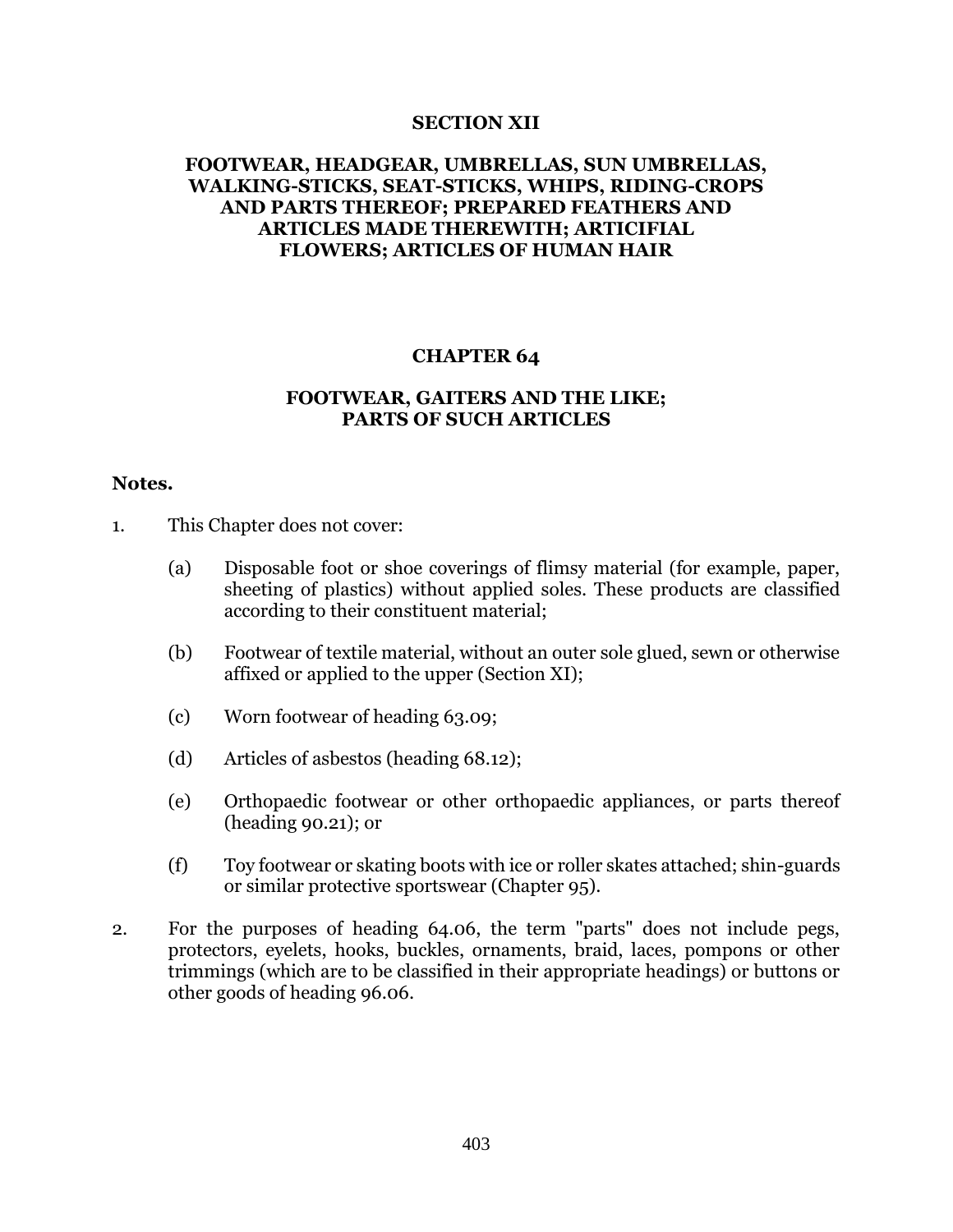# SECTION XII

## FOOTWEAR, HEADGEAR, UMBRELLAS, SUN UMBRELLAS, WALKING-STICKS, SEAT-STICKS, WHIPS, RIDING-CROPS AND PARTS THEREOF; PREPARED FEATHERS AND ARTICLES MADE THEREWITH; ARTIFICIAL FLOWERS; ARTICLES OF HUMAN HAIR

# CHAPTER 64

## FOOTWEAR, GAITERS AND THE LIKE; PARTS OF SUCH ARTICLES

**Notes.**

1. This Chapter does not cover:

   (a) Disposable foot or shoe coverings of flimsy material (for example, paper, sheeting of plastics) without applied soles. These products are classified according to their constituent material;

   (b) Footwear of textile material, without an outer sole glued, sewn or otherwise affixed or applied to the upper (Section XI);

   (c) Worn footwear of heading 63.09;

   (d) Articles of asbestos (heading 68.12);

   (e) Orthopaedic footwear or other orthopaedic appliances, or parts thereof (heading 90.21); or

   (f) Toy footwear or skating boots with ice or roller skates attached; shin-guards or similar protective sportswear (Chapter 95).

2. For the purposes of heading 64.06, the term "parts" does not include pegs, protectors, eyelets, hooks, buckles, ornaments, braid, laces, pompons or other trimmings (which are to be classified in their appropriate headings) or buttons or other goods of heading 96.06.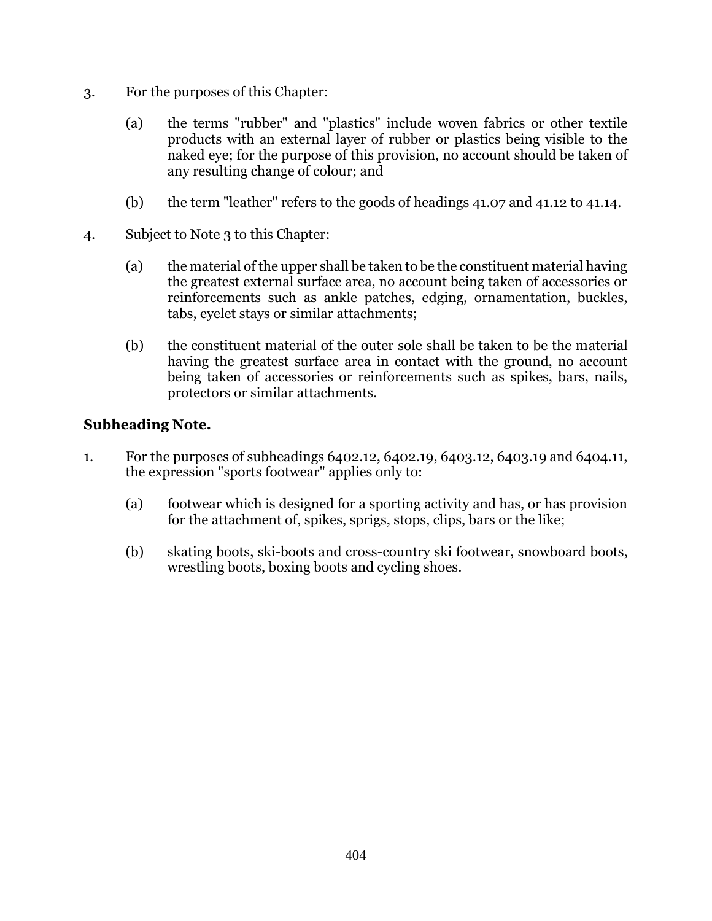3. For the purposes of this Chapter:

   (a) the terms "rubber" and "plastics" include woven fabrics or other textile products with an external layer of rubber or plastics being visible to the naked eye; for the purpose of this provision, no account should be taken of any resulting change of colour; and

   (b) the term "leather" refers to the goods of headings 41.07 and 41.12 to 41.14.

4. Subject to Note 3 to this Chapter:

   (a) the material of the upper shall be taken to be the constituent material having the greatest external surface area, no account being taken of accessories or reinforcements such as ankle patches, edging, ornamentation, buckles, tabs, eyelet stays or similar attachments;

   (b) the constituent material of the outer sole shall be taken to be the material having the greatest surface area in contact with the ground, no account being taken of accessories or reinforcements such as spikes, bars, nails, protectors or similar attachments.

**Subheading Note.**

1. For the purposes of subheadings 6402.12, 6402.19, 6403.12, 6403.19 and 6404.11, the expression "sports footwear" applies only to:

   (a) footwear which is designed for a sporting activity and has, or has provision for the attachment of, spikes, sprigs, stops, clips, bars or the like;

   (b) skating boots, ski-boots and cross-country ski footwear, snowboard boots, wrestling boots, boxing boots and cycling shoes.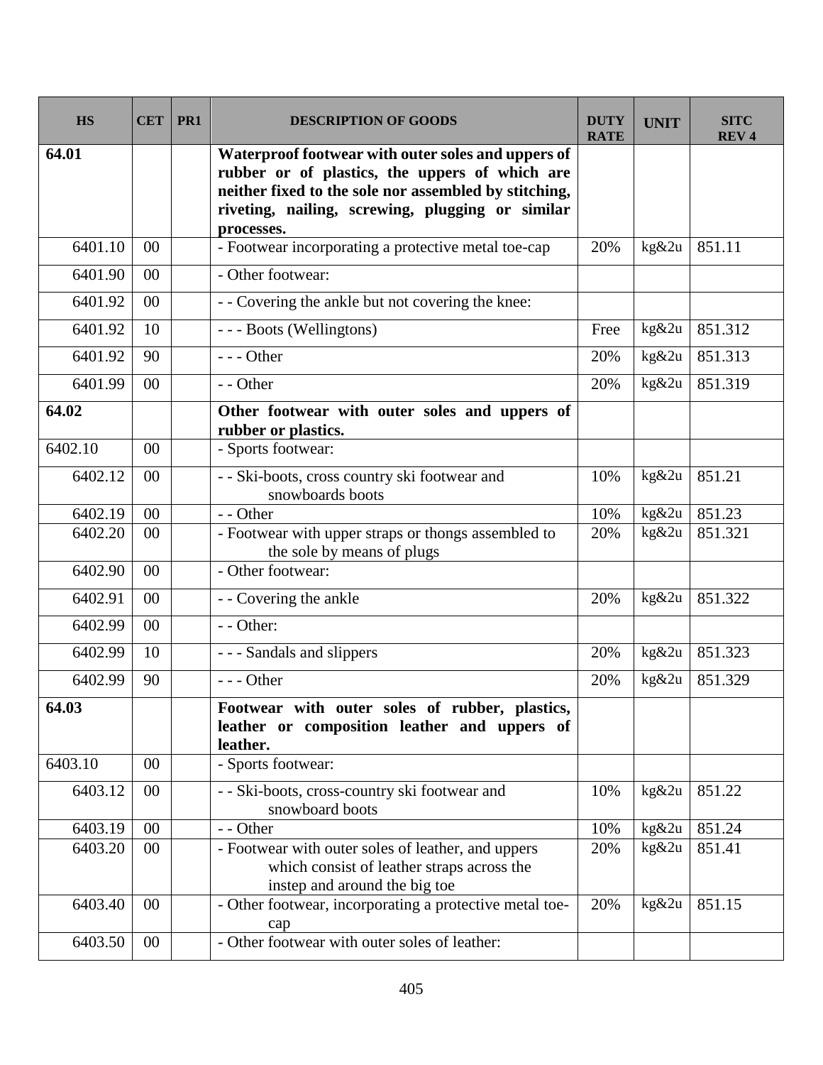| HS | CET | PR1 | DESCRIPTION OF GOODS | DUTY RATE | UNIT | SITC REV 4 |
|---|---|---|---|---|---|---|
| **64.01** | | | **Waterproof footwear with outer soles and uppers of rubber or of plastics, the uppers of which are neither fixed to the sole nor assembled by stitching, riveting, nailing, screwing, plugging or similar processes.** | | | |
| 6401.10 | 00 | | - Footwear incorporating a protective metal toe-cap | 20% | kg&2u | 851.11 |
| 6401.90 | 00 | | - Other footwear: | | | |
| 6401.92 | 00 | | - - Covering the ankle but not covering the knee: | | | |
| 6401.92 | 10 | | - - - Boots (Wellingtons) | Free | kg&2u | 851.312 |
| 6401.92 | 90 | | - - - Other | 20% | kg&2u | 851.313 |
| 6401.99 | 00 | | - - Other | 20% | kg&2u | 851.319 |
| **64.02** | | | **Other footwear with outer soles and uppers of rubber or plastics.** | | | |
| 6402.10 | 00 | | - Sports footwear: | | | |
| 6402.12 | 00 | | - - Ski-boots, cross country ski footwear and snowboards boots | 10% | kg&2u | 851.21 |
| 6402.19 | 00 | | - - Other | 10% | kg&2u | 851.23 |
| 6402.20 | 00 | | - Footwear with upper straps or thongs assembled to the sole by means of plugs | 20% | kg&2u | 851.321 |
| 6402.90 | 00 | | - Other footwear: | | | |
| 6402.91 | 00 | | - - Covering the ankle | 20% | kg&2u | 851.322 |
| 6402.99 | 00 | | - - Other: | | | |
| 6402.99 | 10 | | - - - Sandals and slippers | 20% | kg&2u | 851.323 |
| 6402.99 | 90 | | - - - Other | 20% | kg&2u | 851.329 |
| **64.03** | | | **Footwear with outer soles of rubber, plastics, leather or composition leather and uppers of leather.** | | | |
| 6403.10 | 00 | | - Sports footwear: | | | |
| 6403.12 | 00 | | - - Ski-boots, cross-country ski footwear and snowboard boots | 10% | kg&2u | 851.22 |
| 6403.19 | 00 | | - - Other | 10% | kg&2u | 851.24 |
| 6403.20 | 00 | | - Footwear with outer soles of leather, and uppers which consist of leather straps across the instep and around the big toe | 20% | kg&2u | 851.41 |
| 6403.40 | 00 | | - Other footwear, incorporating a protective metal toe-cap | 20% | kg&2u | 851.15 |
| 6403.50 | 00 | | - Other footwear with outer soles of leather: | | | |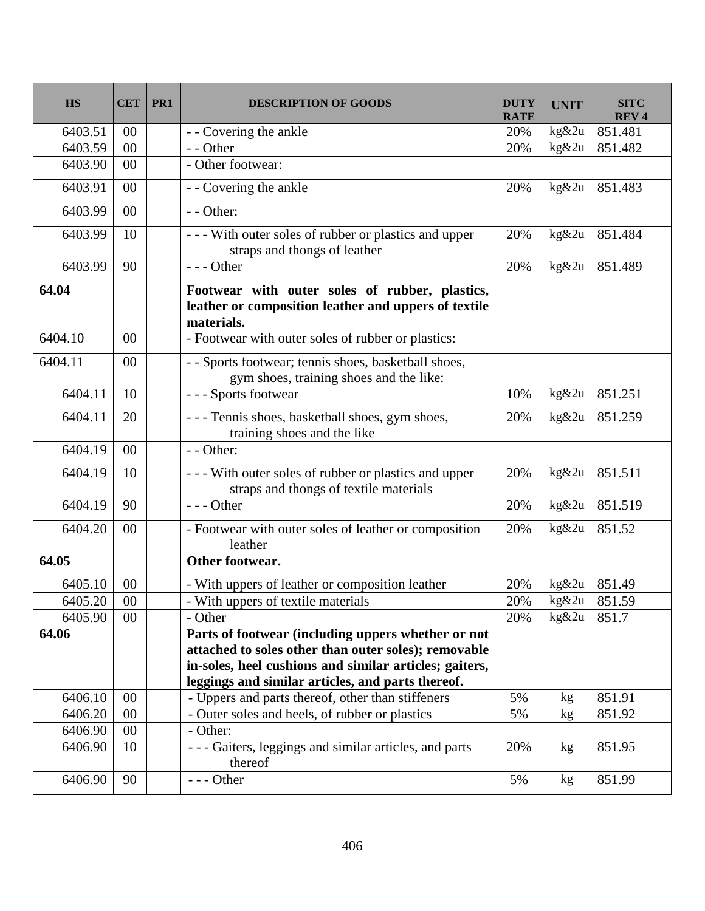| HS | CET | PR1 | DESCRIPTION OF GOODS | DUTY RATE | UNIT | SITC REV 4 |
|---|---|---|---|---|---|---|
| 6403.51 | 00 | | - - Covering the ankle | 20% | kg&2u | 851.481 |
| 6403.59 | 00 | | - - Other | 20% | kg&2u | 851.482 |
| 6403.90 | 00 | | - Other footwear: | | | |
| 6403.91 | 00 | | - - Covering the ankle | 20% | kg&2u | 851.483 |
| 6403.99 | 00 | | - - Other: | | | |
| 6403.99 | 10 | | - - - With outer soles of rubber or plastics and upper straps and thongs of leather | 20% | kg&2u | 851.484 |
| 6403.99 | 90 | | - - - Other | 20% | kg&2u | 851.489 |
| **64.04** | | | **Footwear with outer soles of rubber, plastics, leather or composition leather and uppers of textile materials.** | | | |
| 6404.10 | 00 | | - Footwear with outer soles of rubber or plastics: | | | |
| 6404.11 | 00 | | - - Sports footwear; tennis shoes, basketball shoes, gym shoes, training shoes and the like: | | | |
| 6404.11 | 10 | | - - - Sports footwear | 10% | kg&2u | 851.251 |
| 6404.11 | 20 | | - - - Tennis shoes, basketball shoes, gym shoes, training shoes and the like | 20% | kg&2u | 851.259 |
| 6404.19 | 00 | | - - Other: | | | |
| 6404.19 | 10 | | - - - With outer soles of rubber or plastics and upper straps and thongs of textile materials | 20% | kg&2u | 851.511 |
| 6404.19 | 90 | | - - - Other | 20% | kg&2u | 851.519 |
| 6404.20 | 00 | | - Footwear with outer soles of leather or composition leather | 20% | kg&2u | 851.52 |
| **64.05** | | | **Other footwear.** | | | |
| 6405.10 | 00 | | - With uppers of leather or composition leather | 20% | kg&2u | 851.49 |
| 6405.20 | 00 | | - With uppers of textile materials | 20% | kg&2u | 851.59 |
| 6405.90 | 00 | | - Other | 20% | kg&2u | 851.7 |
| **64.06** | | | **Parts of footwear (including uppers whether or not attached to soles other than outer soles); removable in-soles, heel cushions and similar articles; gaiters, leggings and similar articles, and parts thereof.** | | | |
| 6406.10 | 00 | | - Uppers and parts thereof, other than stiffeners | 5% | kg | 851.91 |
| 6406.20 | 00 | | - Outer soles and heels, of rubber or plastics | 5% | kg | 851.92 |
| 6406.90 | 00 | | - Other: | | | |
| 6406.90 | 10 | | - - - Gaiters, leggings and similar articles, and parts thereof | 20% | kg | 851.95 |
| 6406.90 | 90 | | - - - Other | 5% | kg | 851.99 |